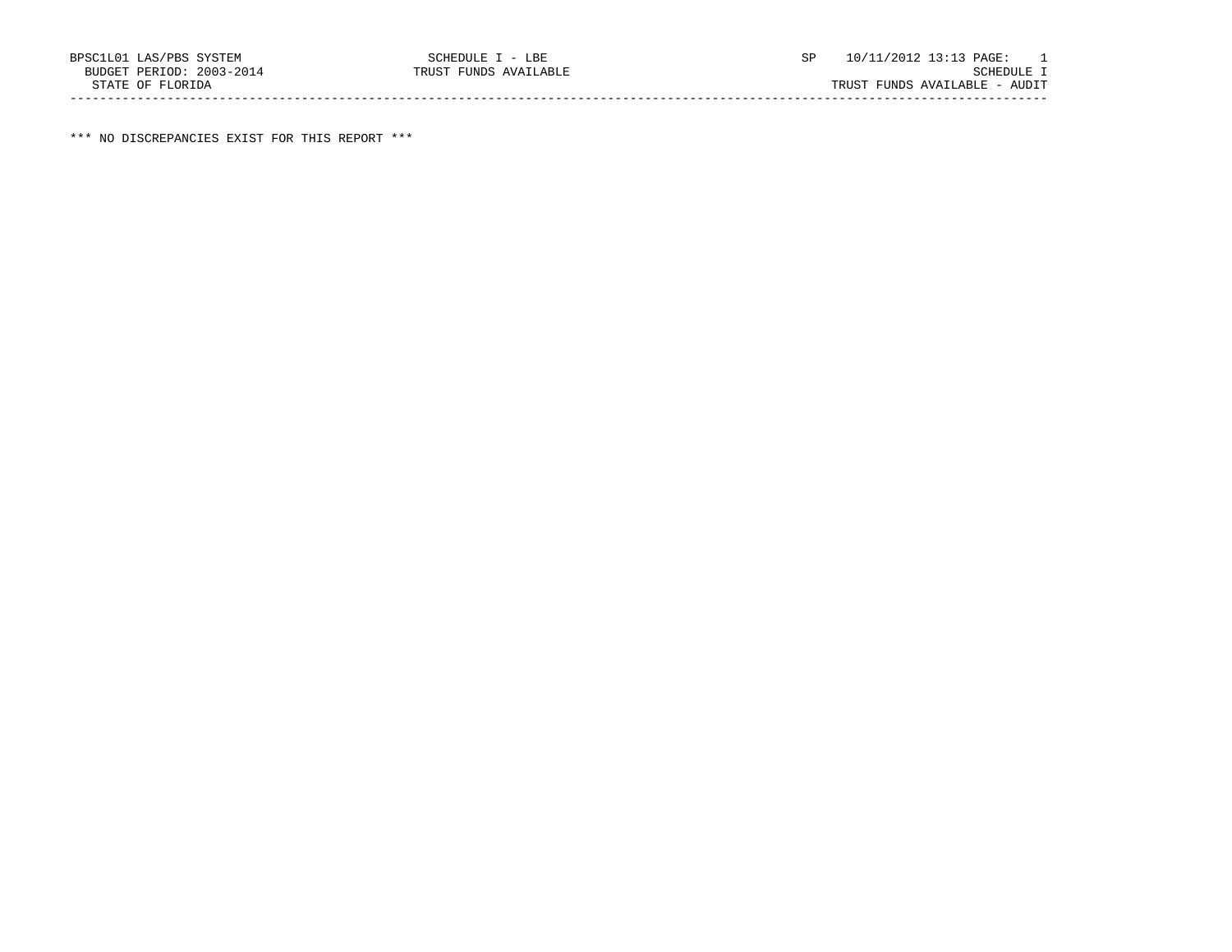BPSC1L01 LAS/PBS SYSTEM SCHEDULE I - LBE SP 10/11/2012 13:13 PAGE: 1
BUDGET PERIOD: 2003-2014 TRUST FUNDS AVAILABLE SCHEDULE I
STATE OF FLORIDA TRUST FUNDS AVAILABLE - AUDIT

---

*** NO DISCREPANCIES EXIST FOR THIS REPORT ***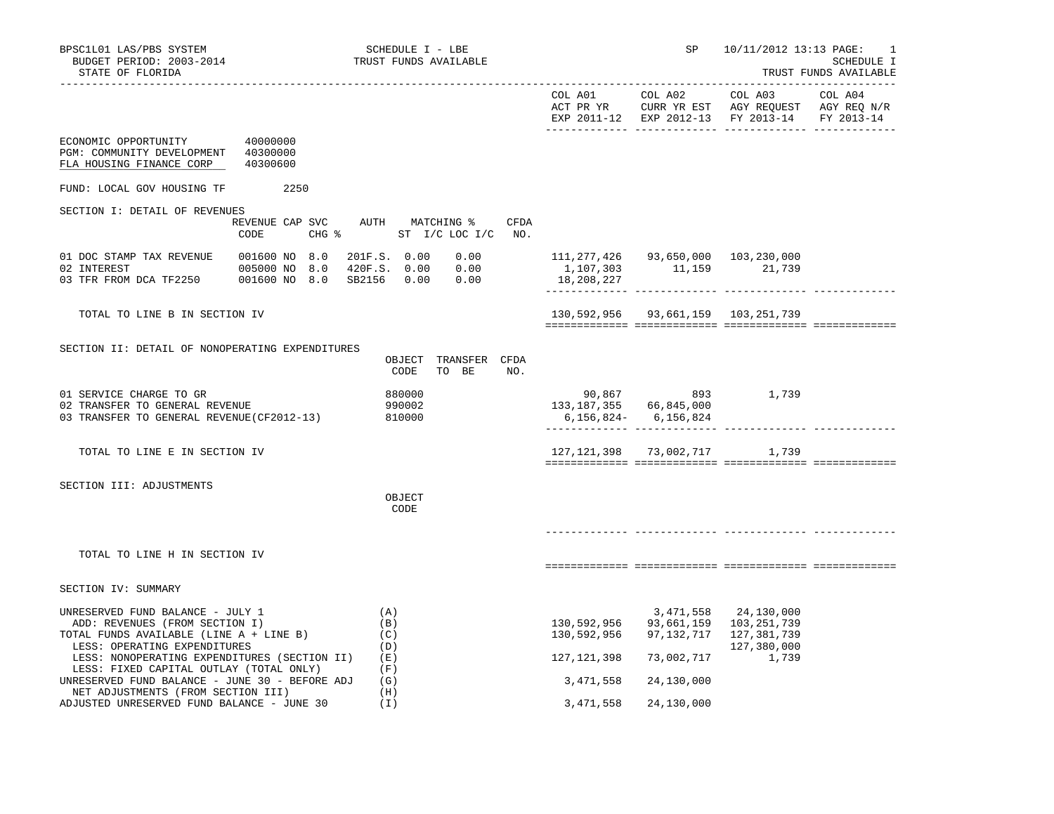BPSC1L01 LAS/PBS SYSTEM | SCHEDULE I - LBE | SP 10/11/2012 13:13 PAGE: 1

BUDGET PERIOD: 2003-2014 | TRUST FUNDS AVAILABLE | SCHEDULE I

STATE OF FLORIDA | TRUST FUNDS AVAILABLE

| | | COL A01 ACT PR YR EXP 2011-12 | COL A02 CURR YR EST EXP 2012-13 | COL A03 AGY REQUEST FY 2013-14 | COL A04 AGY REQ N/R FY 2013-14 |
|---|---|---|---|---|---|
| ECONOMIC OPPORTUNITY | 40000000 | | | | |
| PGM: COMMUNITY DEVELOPMENT | 40300000 | | | | |
| FLA HOUSING FINANCE CORP | 40300600 | | | | |

FUND: LOCAL GOV HOUSING TF 2250

## SECTION I: DETAIL OF REVENUES

| | REVENUE CODE | CAP | SVC CHG % | AUTH | MATCHING % ST I/C | LOC I/C | CFDA NO. | COL A01 | COL A02 | COL A03 | COL A04 |
|---|---|---|---|---|---|---|---|---|---|---|---|
| 01 DOC STAMP TAX REVENUE | 001600 | NO | 8.0 | 201F.S. | 0.00 | 0.00 | | 111,277,426 | 93,650,000 | 103,230,000 | |
| 02 INTEREST | 005000 | NO | 8.0 | 420F.S. | 0.00 | 0.00 | | 1,107,303 | 11,159 | 21,739 | |
| 03 TFR FROM DCA TF2250 | 001600 | NO | 8.0 | SB2156 | 0.00 | 0.00 | | 18,208,227 | | | |
| TOTAL TO LINE B IN SECTION IV | | | | | | | | 130,592,956 | 93,661,159 | 103,251,739 | |

## SECTION II: DETAIL OF NONOPERATING EXPENDITURES

| | OBJECT CODE | TRANSFER TO BE | CFDA NO. | COL A01 | COL A02 | COL A03 | COL A04 |
|---|---|---|---|---|---|---|---|
| 01 SERVICE CHARGE TO GR | 880000 | | | 90,867 | 893 | 1,739 | |
| 02 TRANSFER TO GENERAL REVENUE | 990002 | | | 133,187,355 | 66,845,000 | | |
| 03 TRANSFER TO GENERAL REVENUE(CF2012-13) | 810000 | | | 6,156,824- | 6,156,824 | | |
| TOTAL TO LINE E IN SECTION IV | | | | 127,121,398 | 73,002,717 | 1,739 | |

## SECTION III: ADJUSTMENTS

| | OBJECT CODE | COL A01 | COL A02 | COL A03 | COL A04 |
|---|---|---|---|---|---|
| TOTAL TO LINE H IN SECTION IV | | | | | |

## SECTION IV: SUMMARY

| | | COL A01 | COL A02 | COL A03 | COL A04 |
|---|---|---|---|---|---|
| UNRESERVED FUND BALANCE - JULY 1 | (A) | | 3,471,558 | 24,130,000 | |
| ADD: REVENUES (FROM SECTION I) | (B) | 130,592,956 | 93,661,159 | 103,251,739 | |
| TOTAL FUNDS AVAILABLE (LINE A + LINE B) | (C) | 130,592,956 | 97,132,717 | 127,381,739 | |
| LESS: OPERATING EXPENDITURES | (D) | | | 127,380,000 | |
| LESS: NONOPERATING EXPENDITURES (SECTION II) | (E) | 127,121,398 | 73,002,717 | 1,739 | |
| LESS: FIXED CAPITAL OUTLAY (TOTAL ONLY) | (F) | | | | |
| UNRESERVED FUND BALANCE - JUNE 30 - BEFORE ADJ | (G) | 3,471,558 | 24,130,000 | | |
| NET ADJUSTMENTS (FROM SECTION III) | (H) | | | | |
| ADJUSTED UNRESERVED FUND BALANCE - JUNE 30 | (I) | 3,471,558 | 24,130,000 | | |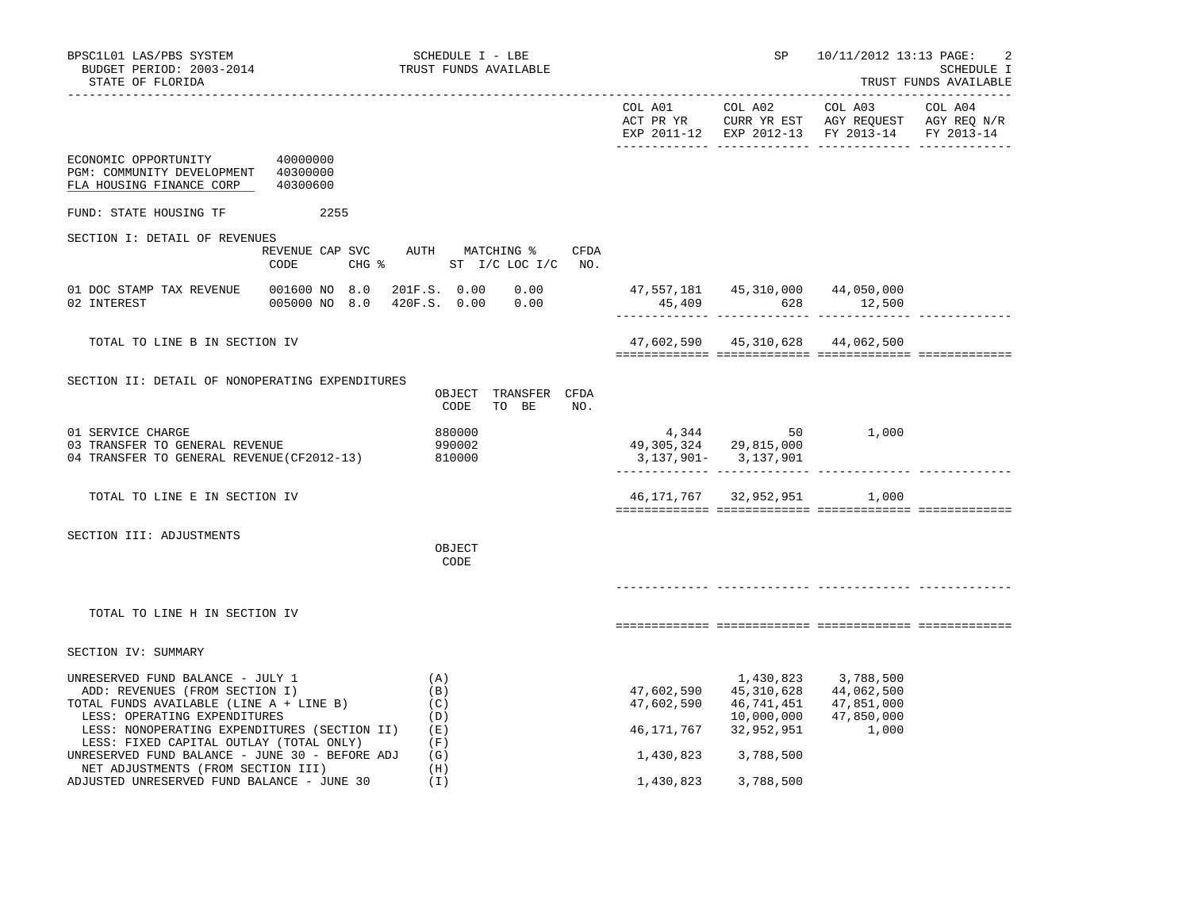BPSC1L01 LAS/PBS SYSTEM  SCHEDULE I - LBE  SP 10/11/2012 13:13

BUDGET PERIOD: 2003-2014  TRUST FUNDS AVAILABLE  SCHEDULE I

STATE OF FLORIDA  TRUST FUNDS AVAILABLE

| | COL A01 ACT PR YR EXP 2011-12 | COL A02 CURR YR EST EXP 2012-13 | COL A03 AGY REQUEST FY 2013-14 | COL A04 AGY REQ N/R FY 2013-14 |
|---|---|---|---|---|

ECONOMIC OPPORTUNITY 40000000
PGM: COMMUNITY DEVELOPMENT 40300000
FLA HOUSING FINANCE CORP 40300600

FUND: STATE HOUSING TF 2255

SECTION I: DETAIL OF REVENUES

| | REVENUE CODE | CAP | SVC CHG % | AUTH | MATCHING % ST | I/C LOC I/C | CFDA NO. | COL A01 | COL A02 | COL A03 | COL A04 |
|---|---|---|---|---|---|---|---|---|---|---|---|
| 01 DOC STAMP TAX REVENUE | 001600 | NO | 8.0 | 201F.S. | 0.00 | 0.00 | | 47,557,181 | 45,310,000 | 44,050,000 | |
| 02 INTEREST | 005000 | NO | 8.0 | 420F.S. | 0.00 | 0.00 | | 45,409 | 628 | 12,500 | |
| TOTAL TO LINE B IN SECTION IV | | | | | | | | 47,602,590 | 45,310,628 | 44,062,500 | |

SECTION II: DETAIL OF NONOPERATING EXPENDITURES

| | OBJECT CODE | TRANSFER TO BE | CFDA NO. | COL A01 | COL A02 | COL A03 | COL A04 |
|---|---|---|---|---|---|---|---|
| 01 SERVICE CHARGE | 880000 | | | 4,344 | 50 | 1,000 | |
| 03 TRANSFER TO GENERAL REVENUE | 990002 | | | 49,305,324 | 29,815,000 | | |
| 04 TRANSFER TO GENERAL REVENUE(CF2012-13) | 810000 | | | 3,137,901- | 3,137,901 | | |
| TOTAL TO LINE E IN SECTION IV | | | | 46,171,767 | 32,952,951 | 1,000 | |

SECTION III: ADJUSTMENTS

| | OBJECT CODE | COL A01 | COL A02 | COL A03 | COL A04 |
|---|---|---|---|---|---|
| TOTAL TO LINE H IN SECTION IV | | | | | |

SECTION IV: SUMMARY

| | | COL A01 | COL A02 | COL A03 | COL A04 |
|---|---|---|---|---|---|
| UNRESERVED FUND BALANCE - JULY 1 | (A) | | 1,430,823 | 3,788,500 | |
| ADD: REVENUES (FROM SECTION I) | (B) | 47,602,590 | 45,310,628 | 44,062,500 | |
| TOTAL FUNDS AVAILABLE (LINE A + LINE B) | (C) | 47,602,590 | 46,741,451 | 47,851,000 | |
| LESS: OPERATING EXPENDITURES | (D) | | 10,000,000 | 47,850,000 | |
| LESS: NONOPERATING EXPENDITURES (SECTION II) | (E) | 46,171,767 | 32,952,951 | 1,000 | |
| LESS: FIXED CAPITAL OUTLAY (TOTAL ONLY) | (F) | | | | |
| UNRESERVED FUND BALANCE - JUNE 30 - BEFORE ADJ | (G) | 1,430,823 | 3,788,500 | | |
| NET ADJUSTMENTS (FROM SECTION III) | (H) | | | | |
| ADJUSTED UNRESERVED FUND BALANCE - JUNE 30 | (I) | 1,430,823 | 3,788,500 | | |